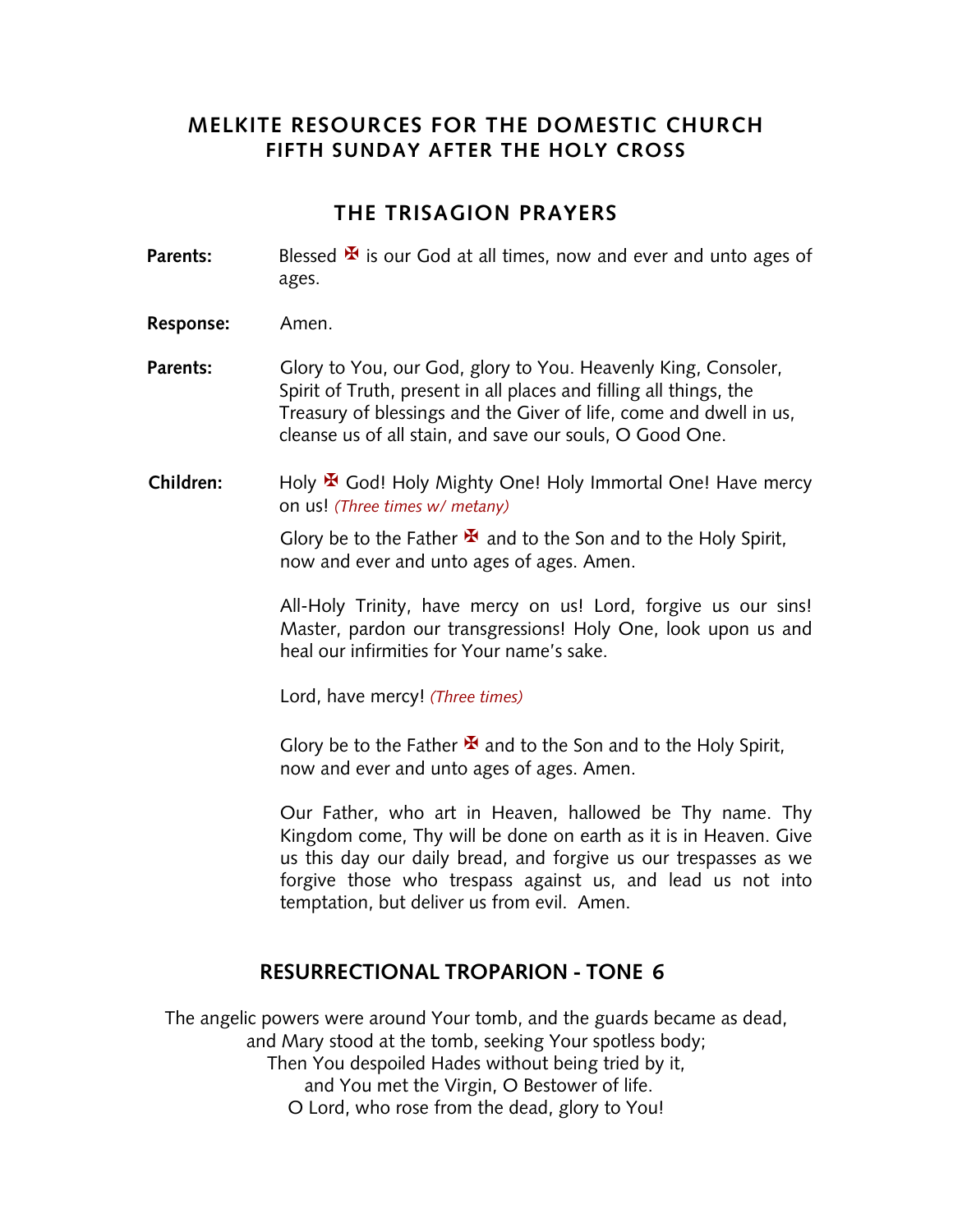# MELKITE RESOURCES FOR THE DOMESTIC CHURCH
## FIFTH SUNDAY AFTER THE HOLY CROSS

## THE TRISAGION PRAYERS

**Parents:** Blessed ✠ is our God at all times, now and ever and unto ages of ages.

**Response:** Amen.

**Parents:** Glory to You, our God, glory to You. Heavenly King, Consoler, Spirit of Truth, present in all places and filling all things, the Treasury of blessings and the Giver of life, come and dwell in us, cleanse us of all stain, and save our souls, O Good One.

**Children:** Holy ✠ God! Holy Mighty One! Holy Immortal One! Have mercy on us! *(Three times w/ metany)*

Glory be to the Father ✠ and to the Son and to the Holy Spirit, now and ever and unto ages of ages. Amen.

All-Holy Trinity, have mercy on us! Lord, forgive us our sins! Master, pardon our transgressions! Holy One, look upon us and heal our infirmities for Your name's sake.

Lord, have mercy! *(Three times)*

Glory be to the Father ✠ and to the Son and to the Holy Spirit, now and ever and unto ages of ages. Amen.

Our Father, who art in Heaven, hallowed be Thy name. Thy Kingdom come, Thy will be done on earth as it is in Heaven. Give us this day our daily bread, and forgive us our trespasses as we forgive those who trespass against us, and lead us not into temptation, but deliver us from evil. Amen.

## RESURRECTIONAL TROPARION - TONE 6

The angelic powers were around Your tomb, and the guards became as dead,
and Mary stood at the tomb, seeking Your spotless body;
Then You despoiled Hades without being tried by it,
and You met the Virgin, O Bestower of life.
O Lord, who rose from the dead, glory to You!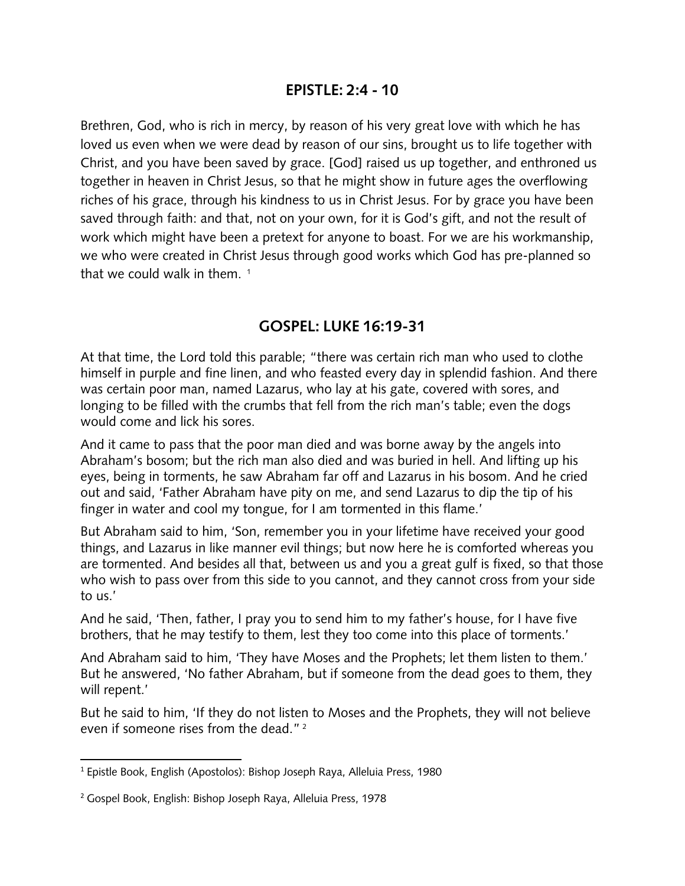## EPISTLE: 2:4 - 10

Brethren, God, who is rich in mercy, by reason of his very great love with which he has loved us even when we were dead by reason of our sins, brought us to life together with Christ, and you have been saved by grace. [God] raised us up together, and enthroned us together in heaven in Christ Jesus, so that he might show in future ages the overflowing riches of his grace, through his kindness to us in Christ Jesus. For by grace you have been saved through faith: and that, not on your own, for it is God's gift, and not the result of work which might have been a pretext for anyone to boast. For we are his workmanship, we who were created in Christ Jesus through good works which God has pre-planned so that we could walk in them. [1]

## GOSPEL: LUKE 16:19-31

At that time, the Lord told this parable; "there was certain rich man who used to clothe himself in purple and fine linen, and who feasted every day in splendid fashion. And there was certain poor man, named Lazarus, who lay at his gate, covered with sores, and longing to be filled with the crumbs that fell from the rich man's table; even the dogs would come and lick his sores.

And it came to pass that the poor man died and was borne away by the angels into Abraham's bosom; but the rich man also died and was buried in hell. And lifting up his eyes, being in torments, he saw Abraham far off and Lazarus in his bosom. And he cried out and said, 'Father Abraham have pity on me, and send Lazarus to dip the tip of his finger in water and cool my tongue, for I am tormented in this flame.'

But Abraham said to him, 'Son, remember you in your lifetime have received your good things, and Lazarus in like manner evil things; but now here he is comforted whereas you are tormented. And besides all that, between us and you a great gulf is fixed, so that those who wish to pass over from this side to you cannot, and they cannot cross from your side to us.'

And he said, 'Then, father, I pray you to send him to my father's house, for I have five brothers, that he may testify to them, lest they too come into this place of torments.'

And Abraham said to him, 'They have Moses and the Prophets; let them listen to them.' But he answered, 'No father Abraham, but if someone from the dead goes to them, they will repent.'

But he said to him, 'If they do not listen to Moses and the Prophets, they will not believe even if someone rises from the dead." [2]

---

[1] Epistle Book, English (Apostolos): Bishop Joseph Raya, Alleluia Press, 1980

[2] Gospel Book, English: Bishop Joseph Raya, Alleluia Press, 1978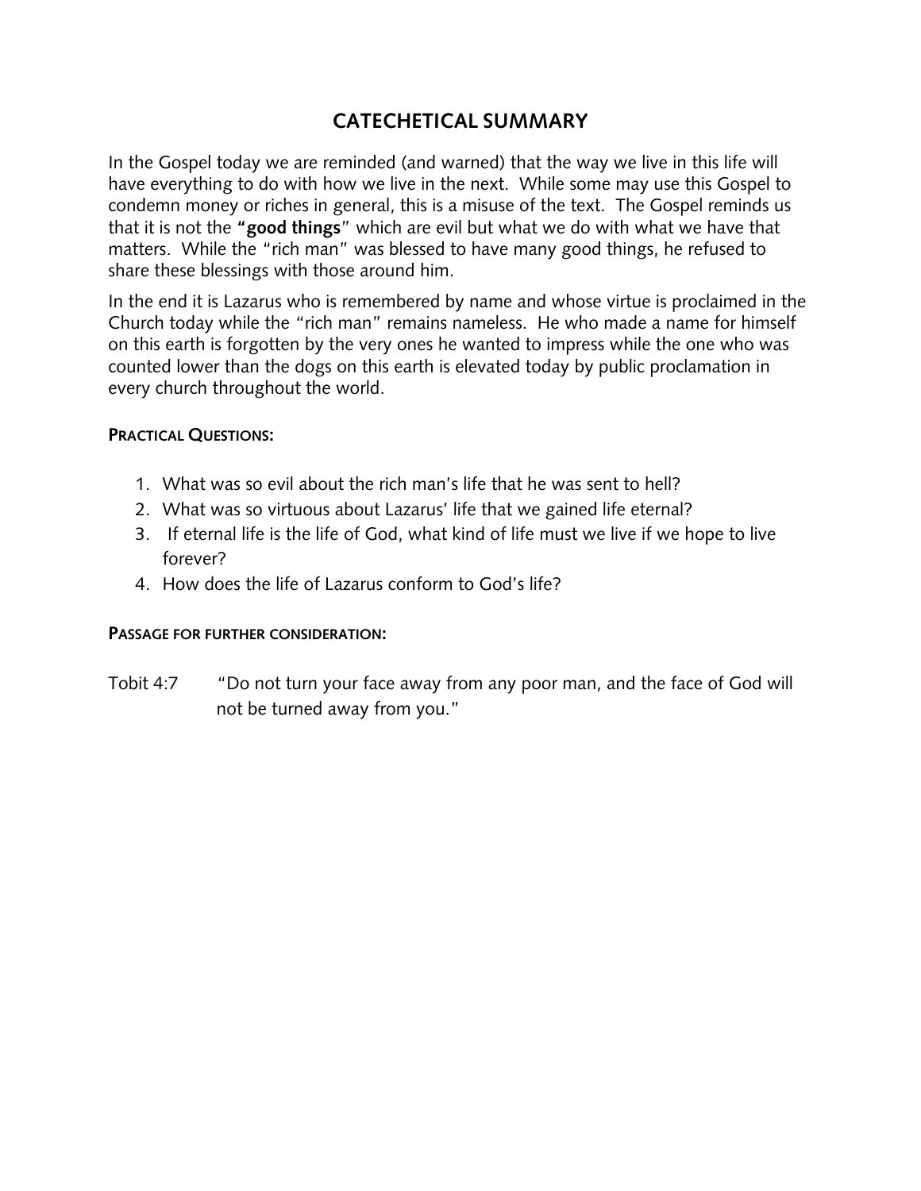## CATECHETICAL SUMMARY

In the Gospel today we are reminded (and warned) that the way we live in this life will have everything to do with how we live in the next. While some may use this Gospel to condemn money or riches in general, this is a misuse of the text. The Gospel reminds us that it is not the **"good things"** which are evil but what we do with what we have that matters. While the "rich man" was blessed to have many good things, he refused to share these blessings with those around him.

In the end it is Lazarus who is remembered by name and whose virtue is proclaimed in the Church today while the "rich man" remains nameless. He who made a name for himself on this earth is forgotten by the very ones he wanted to impress while the one who was counted lower than the dogs on this earth is elevated today by public proclamation in every church throughout the world.

**PRACTICAL QUESTIONS:**

1. What was so evil about the rich man's life that he was sent to hell?
2. What was so virtuous about Lazarus' life that we gained life eternal?
3. If eternal life is the life of God, what kind of life must we live if we hope to live forever?
4. How does the life of Lazarus conform to God's life?

**PASSAGE FOR FURTHER CONSIDERATION:**

Tobit 4:7 "Do not turn your face away from any poor man, and the face of God will not be turned away from you."